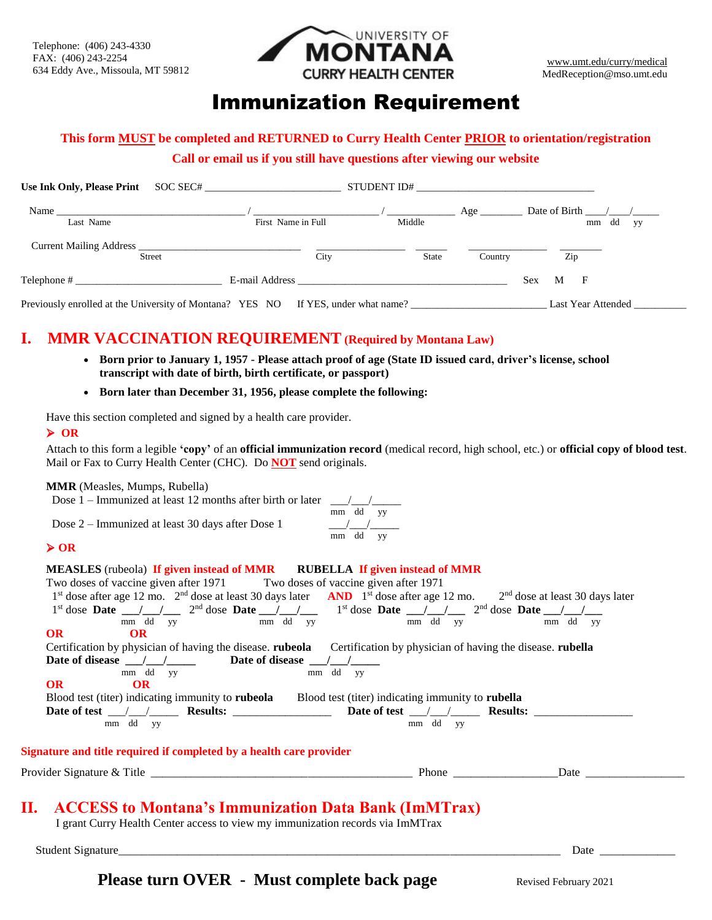Telephone: (406) 243-4330
FAX: (406) 243-2254
634 Eddy Ave., Missoula, MT 59812

UNIVERSITY OF MONTANA
CURRY HEALTH CENTER

www.umt.edu/curry/medical
MedReception@mso.umt.edu

# Immunization Requirement

**This form MUST be completed and RETURNED to Curry Health Center PRIOR to orientation/registration**

**Call or email us if you still have questions after viewing our website**

**Use Ink Only, Please Print** SOC SEC# _______________________ STUDENT ID# ______________________________

Name ____________________________________ / _______________________ / ____________ Age ________ Date of Birth ____/____/_____
Last Name First Name in Full Middle mm dd yy

Current Mailing Address ______________________________ ________________ ______ ______________ ________
Street City State Country Zip

Telephone # ___________________________ E-mail Address ________________________________________ Sex M F

Previously enrolled at the University of Montana? YES NO If YES, under what name? _________________________ Last Year Attended __________

## I. MMR VACCINATION REQUIREMENT (Required by Montana Law)

- **Born prior to January 1, 1957 - Please attach proof of age (State ID issued card, driver's license, school transcript with date of birth, birth certificate, or passport)**
- **Born later than December 31, 1956, please complete the following:**

Have this section completed and signed by a health care provider.

➢ **OR**

Attach to this form a legible **'copy'** of an **official immunization record** (medical record, high school, etc.) or **official copy of blood test**. Mail or Fax to Curry Health Center (CHC). Do **NOT** send originals.

**MMR** (Measles, Mumps, Rubella)

Dose 1 – Immunized at least 12 months after birth or later ___/___/_____ (mm dd yy)

Dose 2 – Immunized at least 30 days after Dose 1 ___/___/_____ (mm dd yy)

➢ **OR**

**MEASLES** (rubeola) **If given instead of MMR**
Two doses of vaccine given after 1971
1st dose after age 12 mo. 2nd dose at least 30 days later
1st dose **Date** ___/___/___ (mm dd yy) 2nd dose **Date** ___/___/___ (mm dd yy)

**AND**

**RUBELLA** **If given instead of MMR**
Two doses of vaccine given after 1971
1st dose after age 12 mo. 2nd dose at least 30 days later
1st dose **Date** ___/___/___ (mm dd yy) 2nd dose **Date** ___/___/___ (mm dd yy)

**OR** | **OR**

Certification by physician of having the disease. **rubeola**
**Date of disease** ___/___/_____ (mm dd yy)

Certification by physician of having the disease. **rubella**
**Date of disease** ___/___/_____ (mm dd yy)

**OR** | **OR**

Blood test (titer) indicating immunity to **rubeola**
**Date of test** ___/___/_____ (mm dd yy) **Results:** _________________

Blood test (titer) indicating immunity to **rubella**
**Date of test** ___/___/_____ (mm dd yy) **Results:** _________________

**Signature and title required if completed by a health care provider**

Provider Signature & Title ____________________________________________ Phone _________________ Date _________________

## II. ACCESS to Montana's Immunization Data Bank (ImMTrax)

I grant Curry Health Center access to view my immunization records via ImMTrax

Student Signature_____________________________________________________________________________ Date _____________

**Please turn OVER - Must complete back page**

Revised February 2021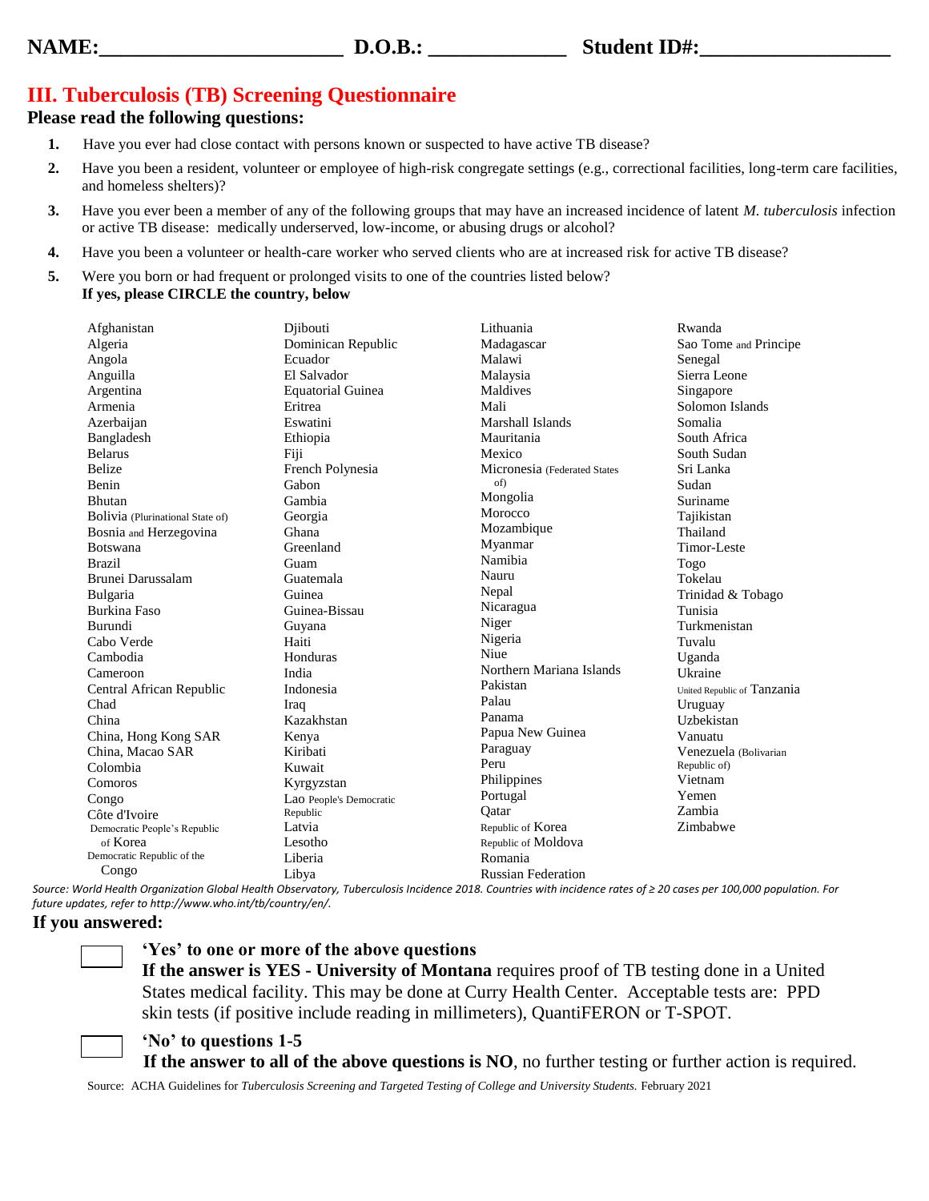NAME:______________________ D.O.B.: _____________ Student ID#:__________________

## III. Tuberculosis (TB) Screening Questionnaire

**Please read the following questions:**

1. Have you ever had close contact with persons known or suspected to have active TB disease?
2. Have you been a resident, volunteer or employee of high-risk congregate settings (e.g., correctional facilities, long-term care facilities, and homeless shelters)?
3. Have you ever been a member of any of the following groups that may have an increased incidence of latent *M. tuberculosis* infection or active TB disease: medically underserved, low-income, or abusing drugs or alcohol?
4. Have you been a volunteer or health-care worker who served clients who are at increased risk for active TB disease?
5. Were you born or had frequent or prolonged visits to one of the countries listed below?
   **If yes, please CIRCLE the country, below**

| | | | |
|---|---|---|---|
| Afghanistan | Djibouti | Lithuania | Rwanda |
| Algeria | Dominican Republic | Madagascar | Sao Tome and Principe |
| Angola | Ecuador | Malawi | Senegal |
| Anguilla | El Salvador | Malaysia | Sierra Leone |
| Argentina | Equatorial Guinea | Maldives | Singapore |
| Armenia | Eritrea | Mali | Solomon Islands |
| Azerbaijan | Eswatini | Marshall Islands | Somalia |
| Bangladesh | Ethiopia | Mauritania | South Africa |
| Belarus | Fiji | Mexico | South Sudan |
| Belize | French Polynesia | Micronesia (Federated States of) | Sri Lanka |
| Benin | Gabon | Mongolia | Sudan |
| Bhutan | Gambia | Morocco | Suriname |
| Bolivia (Plurinational State of) | Georgia | Mozambique | Tajikistan |
| Bosnia and Herzegovina | Ghana | Myanmar | Thailand |
| Botswana | Greenland | Namibia | Timor-Leste |
| Brazil | Guam | Nauru | Togo |
| Brunei Darussalam | Guatemala | Nepal | Tokelau |
| Bulgaria | Guinea | Nicaragua | Trinidad & Tobago |
| Burkina Faso | Guinea-Bissau | Niger | Tunisia |
| Burundi | Guyana | Nigeria | Turkmenistan |
| Cabo Verde | Haiti | Niue | Tuvalu |
| Cambodia | Honduras | Northern Mariana Islands | Uganda |
| Cameroon | India | Pakistan | Ukraine |
| Central African Republic | Indonesia | Palau | United Republic of Tanzania |
| Chad | Iraq | Panama | Uruguay |
| China | Kazakhstan | Papua New Guinea | Uzbekistan |
| China, Hong Kong SAR | Kenya | Paraguay | Vanuatu |
| China, Macao SAR | Kiribati | Peru | Venezuela (Bolivarian Republic of) |
| Colombia | Kuwait | Philippines | Vietnam |
| Comoros | Kyrgyzstan | Portugal | Yemen |
| Congo | Lao People's Democratic Republic | Qatar | Zambia |
| Côte d'Ivoire | Latvia | Republic of Korea | Zimbabwe |
| Democratic People's Republic of Korea | Lesotho | Republic of Moldova | |
| Democratic Republic of the Congo | Liberia | Romania | |
| | Libya | Russian Federation | |

*Source: World Health Organization Global Health Observatory, Tuberculosis Incidence 2018. Countries with incidence rates of ≥ 20 cases per 100,000 population. For future updates, refer to http://www.who.int/tb/country/en/.*

**If you answered:**

☐ **'Yes' to one or more of the above questions**
**If the answer is YES - University of Montana** requires proof of TB testing done in a United States medical facility. This may be done at Curry Health Center. Acceptable tests are: PPD skin tests (if positive include reading in millimeters), QuantiFERON or T-SPOT.

☐ **'No' to questions 1-5**
**If the answer to all of the above questions is NO**, no further testing or further action is required.

Source: ACHA Guidelines for *Tuberculosis Screening and Targeted Testing of College and University Students.* February 2021